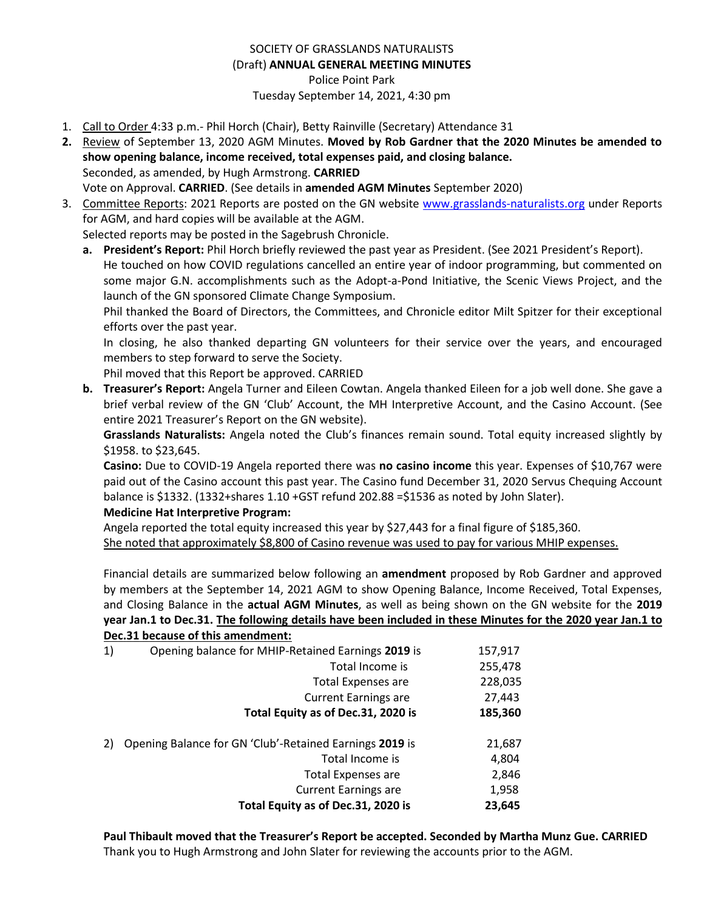SOCIETY OF GRASSLANDS NATURALISTS
(Draft) **ANNUAL GENERAL MEETING MINUTES**
Police Point Park
Tuesday September 14, 2021, 4:30 pm

1. Call to Order 4:33 p.m.- Phil Horch (Chair), Betty Rainville (Secretary) Attendance 31
2. Review of September 13, 2020 AGM Minutes. **Moved by Rob Gardner that the 2020 Minutes be amended to show opening balance, income received, total expenses paid, and closing balance.**
   Seconded, as amended, by Hugh Armstrong. **CARRIED**
   Vote on Approval. **CARRIED**. (See details in **amended AGM Minutes** September 2020)
3. Committee Reports: 2021 Reports are posted on the GN website www.grasslands-naturalists.org under Reports for AGM, and hard copies will be available at the AGM.
   Selected reports may be posted in the Sagebrush Chronicle.
   a. **President's Report:** Phil Horch briefly reviewed the past year as President. (See 2021 President's Report).
      He touched on how COVID regulations cancelled an entire year of indoor programming, but commented on some major G.N. accomplishments such as the Adopt-a-Pond Initiative, the Scenic Views Project, and the launch of the GN sponsored Climate Change Symposium.
      Phil thanked the Board of Directors, the Committees, and Chronicle editor Milt Spitzer for their exceptional efforts over the past year.
      In closing, he also thanked departing GN volunteers for their service over the years, and encouraged members to step forward to serve the Society.
      Phil moved that this Report be approved. CARRIED
   b. **Treasurer's Report:** Angela Turner and Eileen Cowtan. Angela thanked Eileen for a job well done. She gave a brief verbal review of the GN 'Club' Account, the MH Interpretive Account, and the Casino Account. (See entire 2021 Treasurer's Report on the GN website).
      **Grasslands Naturalists:** Angela noted the Club's finances remain sound. Total equity increased slightly by $1958. to $23,645.
      **Casino:** Due to COVID-19 Angela reported there was **no casino income** this year. Expenses of $10,767 were paid out of the Casino account this past year. The Casino fund December 31, 2020 Servus Chequing Account balance is $1332. (1332+shares 1.10 +GST refund 202.88 =$1536 as noted by John Slater).
      **Medicine Hat Interpretive Program:**
      Angela reported the total equity increased this year by $27,443 for a final figure of $185,360.
      She noted that approximately $8,800 of Casino revenue was used to pay for various MHIP expenses.

      Financial details are summarized below following an **amendment** proposed by Rob Gardner and approved by members at the September 14, 2021 AGM to show Opening Balance, Income Received, Total Expenses, and Closing Balance in the **actual AGM Minutes**, as well as being shown on the GN website for the **2019 year Jan.1 to Dec.31. The following details have been included in these Minutes for the 2020 year Jan.1 to Dec.31 because of this amendment:**

| | | |
|---|---|---|
| 1) | Opening balance for MHIP-Retained Earnings **2019** is | 157,917 |
| | Total Income is | 255,478 |
| | Total Expenses are | 228,035 |
| | Current Earnings are | 27,443 |
| | **Total Equity as of Dec.31, 2020 is** | **185,360** |
| 2) | Opening Balance for GN 'Club'-Retained Earnings **2019** is | 21,687 |
| | Total Income is | 4,804 |
| | Total Expenses are | 2,846 |
| | Current Earnings are | 1,958 |
| | **Total Equity as of Dec.31, 2020 is** | **23,645** |

**Paul Thibault moved that the Treasurer's Report be accepted. Seconded by Martha Munz Gue. CARRIED**
Thank you to Hugh Armstrong and John Slater for reviewing the accounts prior to the AGM.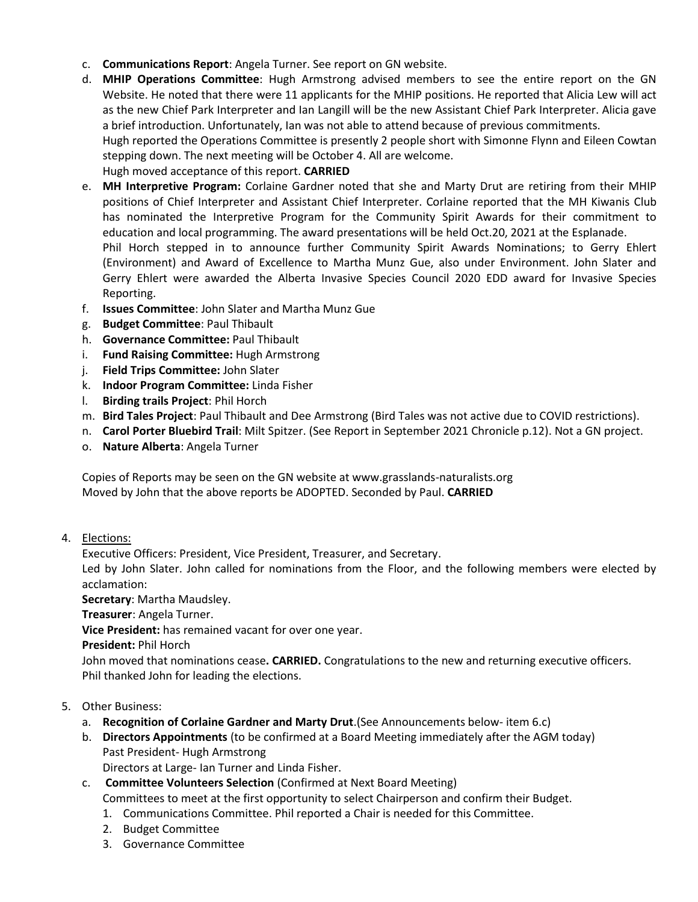c. **Communications Report**: Angela Turner. See report on GN website.

d. **MHIP Operations Committee**: Hugh Armstrong advised members to see the entire report on the GN Website. He noted that there were 11 applicants for the MHIP positions. He reported that Alicia Lew will act as the new Chief Park Interpreter and Ian Langill will be the new Assistant Chief Park Interpreter. Alicia gave a brief introduction. Unfortunately, Ian was not able to attend because of previous commitments.
   Hugh reported the Operations Committee is presently 2 people short with Simonne Flynn and Eileen Cowtan stepping down. The next meeting will be October 4. All are welcome.
   Hugh moved acceptance of this report. **CARRIED**

e. **MH Interpretive Program:** Corlaine Gardner noted that she and Marty Drut are retiring from their MHIP positions of Chief Interpreter and Assistant Chief Interpreter. Corlaine reported that the MH Kiwanis Club has nominated the Interpretive Program for the Community Spirit Awards for their commitment to education and local programming. The award presentations will be held Oct.20, 2021 at the Esplanade.
   Phil Horch stepped in to announce further Community Spirit Awards Nominations; to Gerry Ehlert (Environment) and Award of Excellence to Martha Munz Gue, also under Environment. John Slater and Gerry Ehlert were awarded the Alberta Invasive Species Council 2020 EDD award for Invasive Species Reporting.

f. **Issues Committee**: John Slater and Martha Munz Gue

g. **Budget Committee**: Paul Thibault

h. **Governance Committee:** Paul Thibault

i. **Fund Raising Committee:** Hugh Armstrong

j. **Field Trips Committee:** John Slater

k. **Indoor Program Committee:** Linda Fisher

l. **Birding trails Project**: Phil Horch

m. **Bird Tales Project**: Paul Thibault and Dee Armstrong (Bird Tales was not active due to COVID restrictions).

n. **Carol Porter Bluebird Trail**: Milt Spitzer. (See Report in September 2021 Chronicle p.12). Not a GN project.

o. **Nature Alberta**: Angela Turner

Copies of Reports may be seen on the GN website at www.grasslands-naturalists.org
Moved by John that the above reports be ADOPTED. Seconded by Paul. **CARRIED**

4. Elections:

   Executive Officers: President, Vice President, Treasurer, and Secretary.

   Led by John Slater. John called for nominations from the Floor, and the following members were elected by acclamation:

   **Secretary**: Martha Maudsley.

   **Treasurer**: Angela Turner.

   **Vice President:** has remained vacant for over one year.

   **President:** Phil Horch

   John moved that nominations cease**. CARRIED.** Congratulations to the new and returning executive officers.
   Phil thanked John for leading the elections.

5. Other Business:

   a. **Recognition of Corlaine Gardner and Marty Drut**.(See Announcements below- item 6.c)

   b. **Directors Appointments** (to be confirmed at a Board Meeting immediately after the AGM today)
      Past President- Hugh Armstrong
      Directors at Large- Ian Turner and Linda Fisher.

   c. **Committee Volunteers Selection** (Confirmed at Next Board Meeting)
      Committees to meet at the first opportunity to select Chairperson and confirm their Budget.
      1. Communications Committee. Phil reported a Chair is needed for this Committee.
      2. Budget Committee
      3. Governance Committee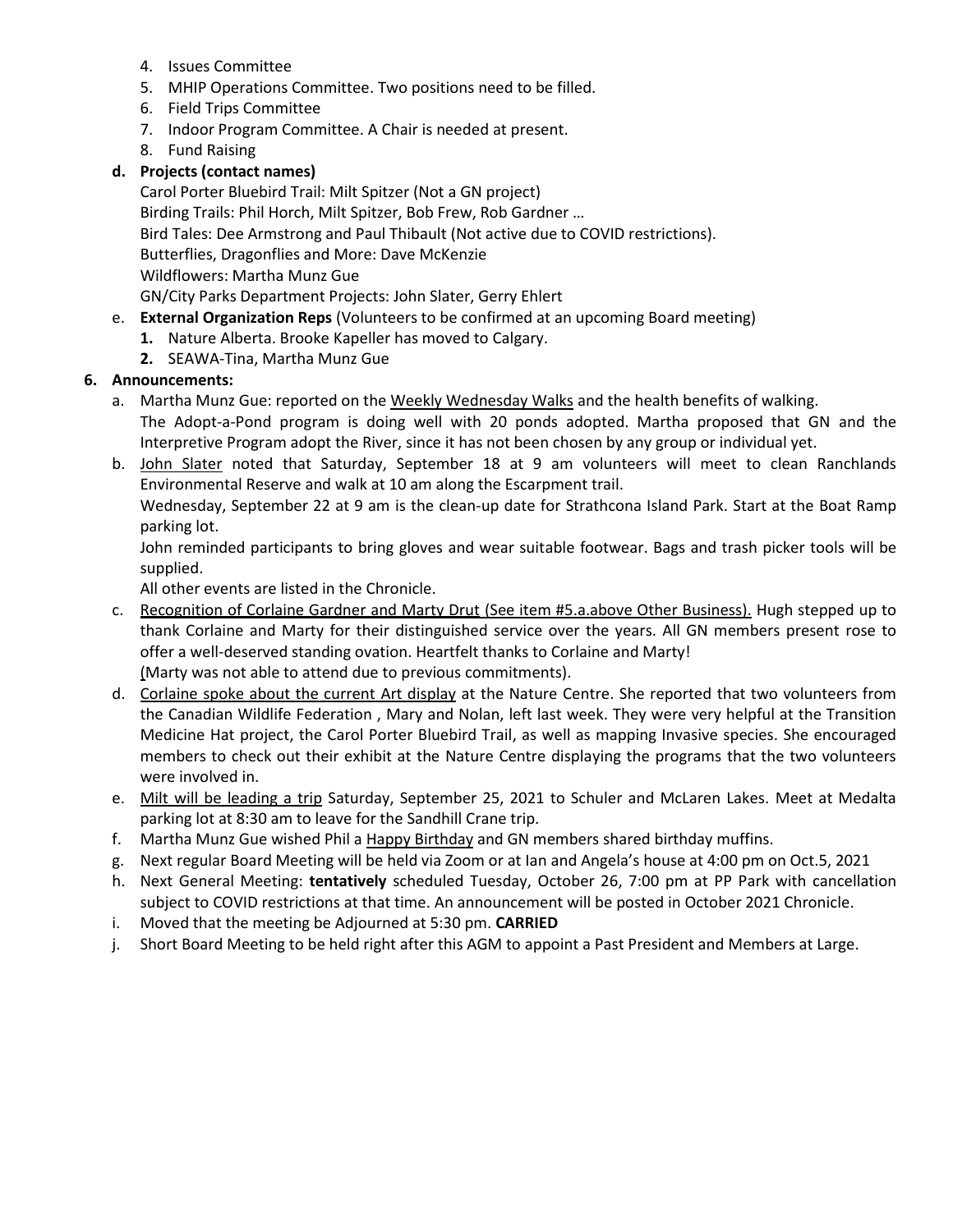4. Issues Committee
5. MHIP Operations Committee. Two positions need to be filled.
6. Field Trips Committee
7. Indoor Program Committee. A Chair is needed at present.
8. Fund Raising

**d. Projects (contact names)**

Carol Porter Bluebird Trail: Milt Spitzer (Not a GN project)
Birding Trails: Phil Horch, Milt Spitzer, Bob Frew, Rob Gardner …
Bird Tales: Dee Armstrong and Paul Thibault (Not active due to COVID restrictions).
Butterflies, Dragonflies and More: Dave McKenzie
Wildflowers: Martha Munz Gue
GN/City Parks Department Projects: John Slater, Gerry Ehlert

e. **External Organization Reps** (Volunteers to be confirmed at an upcoming Board meeting)

**1.** Nature Alberta. Brooke Kapeller has moved to Calgary.
**2.** SEAWA-Tina, Martha Munz Gue

**6. Announcements:**

a. Martha Munz Gue: reported on the Weekly Wednesday Walks and the health benefits of walking. The Adopt-a-Pond program is doing well with 20 ponds adopted. Martha proposed that GN and the Interpretive Program adopt the River, since it has not been chosen by any group or individual yet.

b. John Slater noted that Saturday, September 18 at 9 am volunteers will meet to clean Ranchlands Environmental Reserve and walk at 10 am along the Escarpment trail.
Wednesday, September 22 at 9 am is the clean-up date for Strathcona Island Park. Start at the Boat Ramp parking lot.
John reminded participants to bring gloves and wear suitable footwear. Bags and trash picker tools will be supplied.
All other events are listed in the Chronicle.

c. Recognition of Corlaine Gardner and Marty Drut (See item #5.a.above Other Business). Hugh stepped up to thank Corlaine and Marty for their distinguished service over the years. All GN members present rose to offer a well-deserved standing ovation. Heartfelt thanks to Corlaine and Marty!
(Marty was not able to attend due to previous commitments).

d. Corlaine spoke about the current Art display at the Nature Centre. She reported that two volunteers from the Canadian Wildlife Federation , Mary and Nolan, left last week. They were very helpful at the Transition Medicine Hat project, the Carol Porter Bluebird Trail, as well as mapping Invasive species. She encouraged members to check out their exhibit at the Nature Centre displaying the programs that the two volunteers were involved in.

e. Milt will be leading a trip Saturday, September 25, 2021 to Schuler and McLaren Lakes. Meet at Medalta parking lot at 8:30 am to leave for the Sandhill Crane trip.

f. Martha Munz Gue wished Phil a Happy Birthday and GN members shared birthday muffins.

g. Next regular Board Meeting will be held via Zoom or at Ian and Angela's house at 4:00 pm on Oct.5, 2021

h. Next General Meeting: **tentatively** scheduled Tuesday, October 26, 7:00 pm at PP Park with cancellation subject to COVID restrictions at that time. An announcement will be posted in October 2021 Chronicle.

i. Moved that the meeting be Adjourned at 5:30 pm. **CARRIED**

j. Short Board Meeting to be held right after this AGM to appoint a Past President and Members at Large.